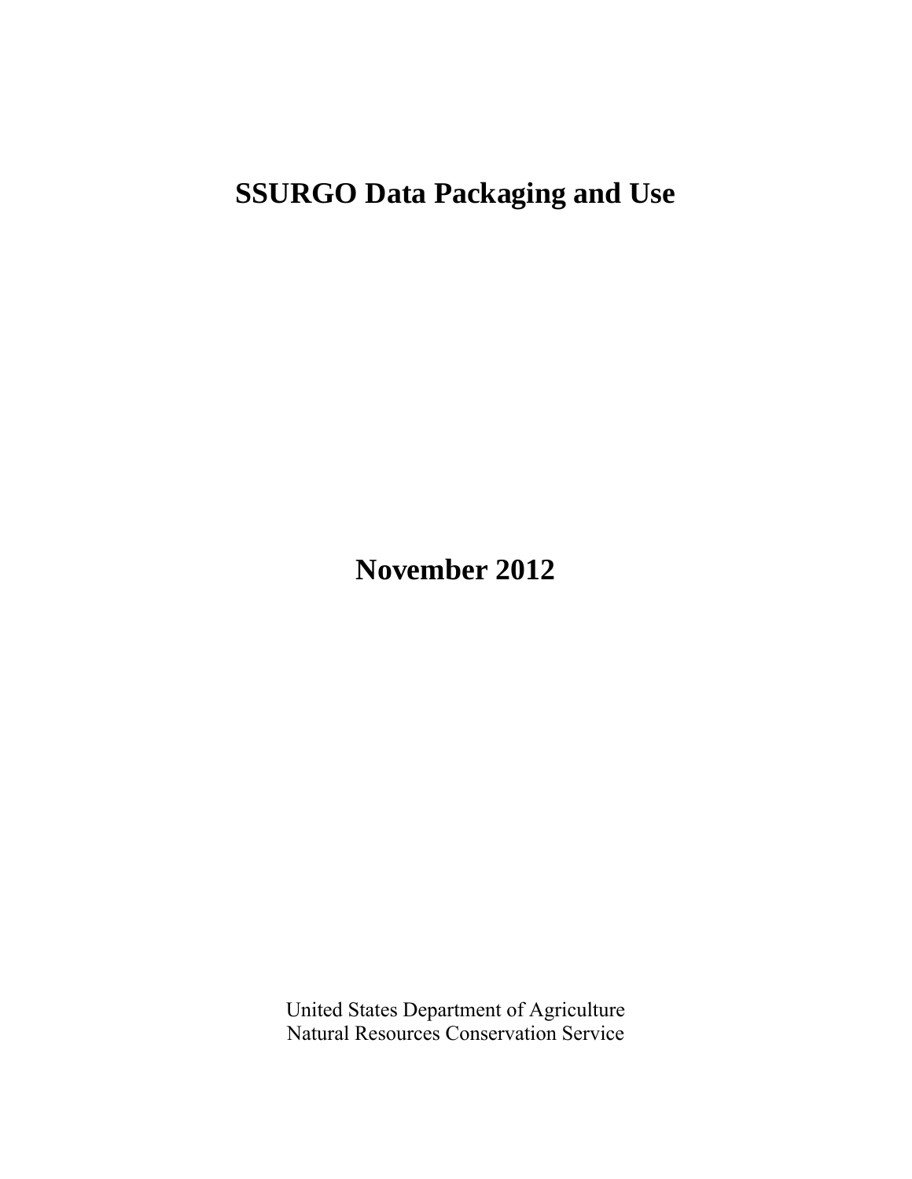# SSURGO Data Packaging and Use

## November 2012

United States Department of Agriculture
Natural Resources Conservation Service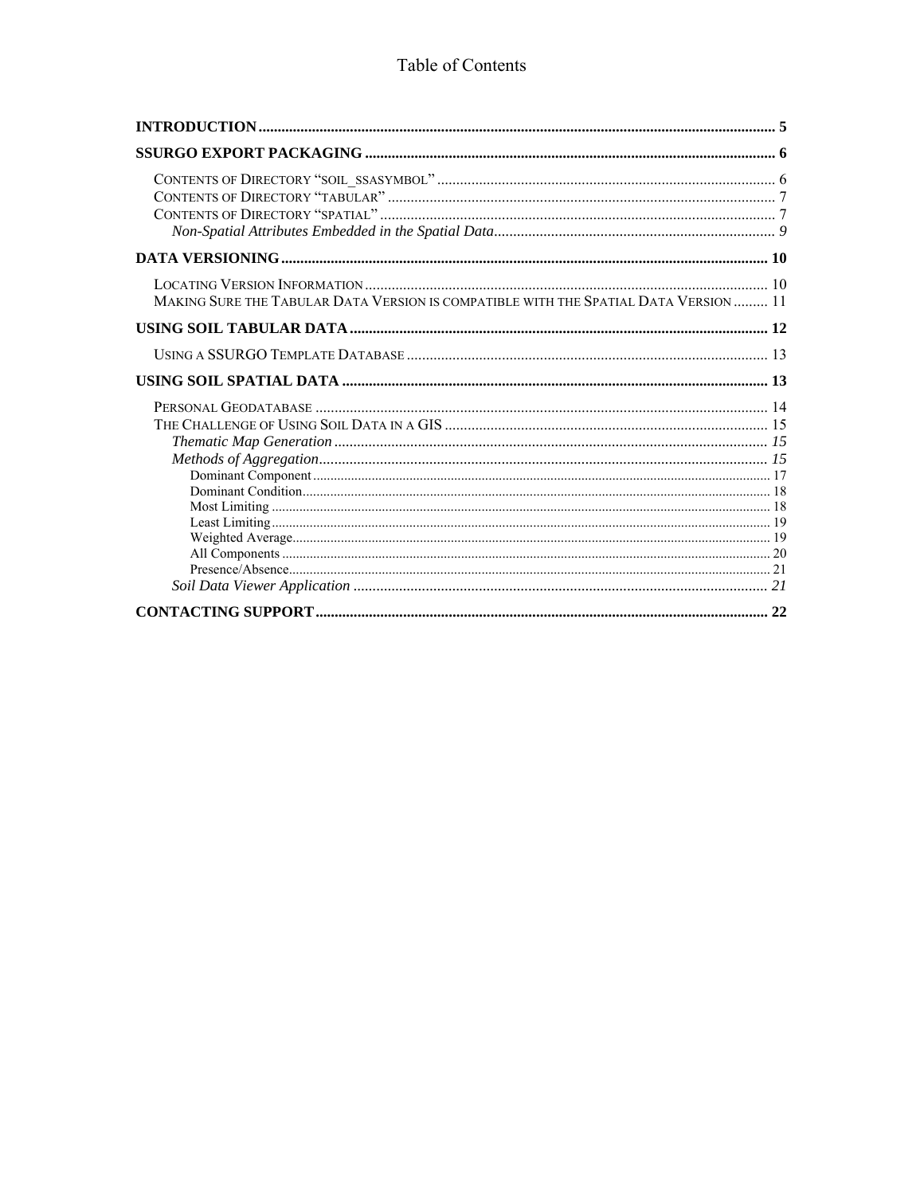# Table of Contents

**INTRODUCTION** ........................................................................ 5

**SSURGO EXPORT PACKAGING** ........................................................................ 6

- CONTENTS OF DIRECTORY "SOIL_SSASYMBOL" ........................................................................ 6
- CONTENTS OF DIRECTORY "TABULAR" ........................................................................ 7
- CONTENTS OF DIRECTORY "SPATIAL" ........................................................................ 7
  - *Non-Spatial Attributes Embedded in the Spatial Data* ........................................................................ *9*

**DATA VERSIONING** ........................................................................ 10

- LOCATING VERSION INFORMATION ........................................................................ 10
- MAKING SURE THE TABULAR DATA VERSION IS COMPATIBLE WITH THE SPATIAL DATA VERSION ......... 11

**USING SOIL TABULAR DATA** ........................................................................ 12

- USING A SSURGO TEMPLATE DATABASE ........................................................................ 13

**USING SOIL SPATIAL DATA** ........................................................................ 13

- PERSONAL GEODATABASE ........................................................................ 14
- THE CHALLENGE OF USING SOIL DATA IN A GIS ........................................................................ 15
  - *Thematic Map Generation* ........................................................................ *15*
  - *Methods of Aggregation* ........................................................................ *15*
    - Dominant Component ........................................................................ 17
    - Dominant Condition ........................................................................ 18
    - Most Limiting ........................................................................ 18
    - Least Limiting ........................................................................ 19
    - Weighted Average ........................................................................ 19
    - All Components ........................................................................ 20
    - Presence/Absence ........................................................................ 21
  - *Soil Data Viewer Application* ........................................................................ *21*

**CONTACTING SUPPORT** ........................................................................ 22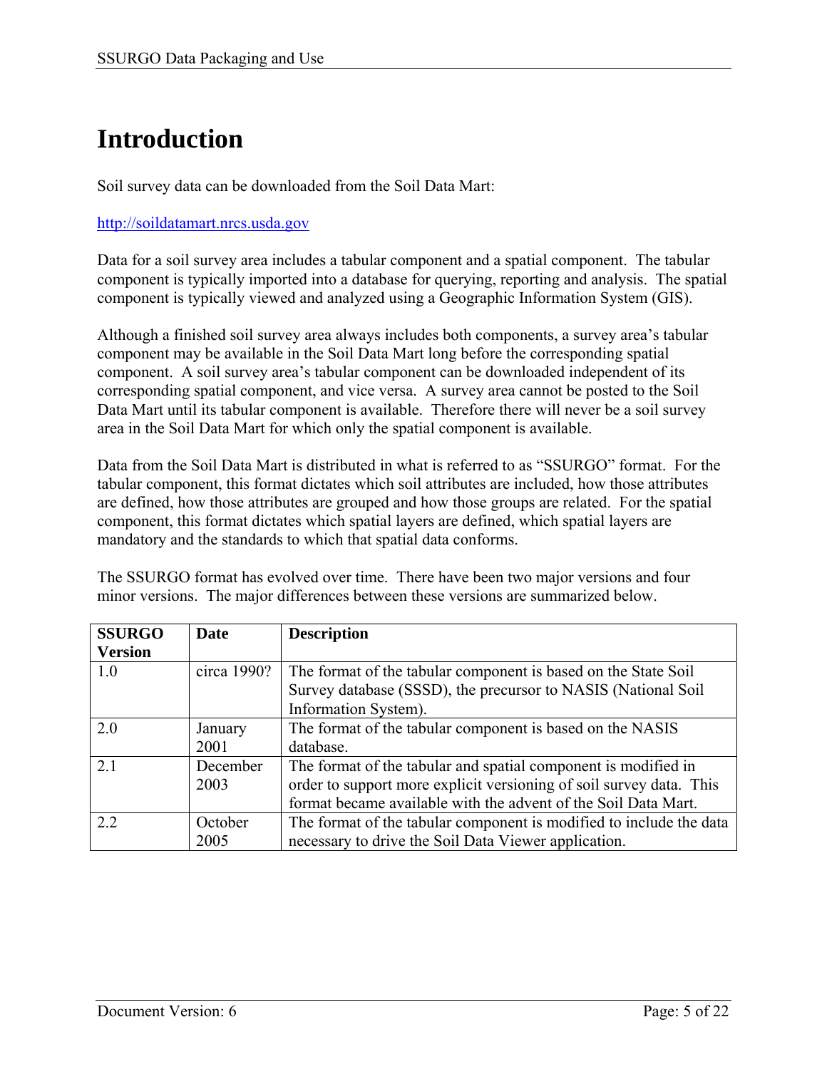# Introduction

Soil survey data can be downloaded from the Soil Data Mart:

http://soildatamart.nrcs.usda.gov

Data for a soil survey area includes a tabular component and a spatial component. The tabular component is typically imported into a database for querying, reporting and analysis. The spatial component is typically viewed and analyzed using a Geographic Information System (GIS).

Although a finished soil survey area always includes both components, a survey area's tabular component may be available in the Soil Data Mart long before the corresponding spatial component. A soil survey area's tabular component can be downloaded independent of its corresponding spatial component, and vice versa. A survey area cannot be posted to the Soil Data Mart until its tabular component is available. Therefore there will never be a soil survey area in the Soil Data Mart for which only the spatial component is available.

Data from the Soil Data Mart is distributed in what is referred to as "SSURGO" format. For the tabular component, this format dictates which soil attributes are included, how those attributes are defined, how those attributes are grouped and how those groups are related. For the spatial component, this format dictates which spatial layers are defined, which spatial layers are mandatory and the standards to which that spatial data conforms.

The SSURGO format has evolved over time. There have been two major versions and four minor versions. The major differences between these versions are summarized below.

| SSURGO Version | Date | Description |
|---|---|---|
| 1.0 | circa 1990? | The format of the tabular component is based on the State Soil Survey database (SSSD), the precursor to NASIS (National Soil Information System). |
| 2.0 | January 2001 | The format of the tabular component is based on the NASIS database. |
| 2.1 | December 2003 | The format of the tabular and spatial component is modified in order to support more explicit versioning of soil survey data. This format became available with the advent of the Soil Data Mart. |
| 2.2 | October 2005 | The format of the tabular component is modified to include the data necessary to drive the Soil Data Viewer application. |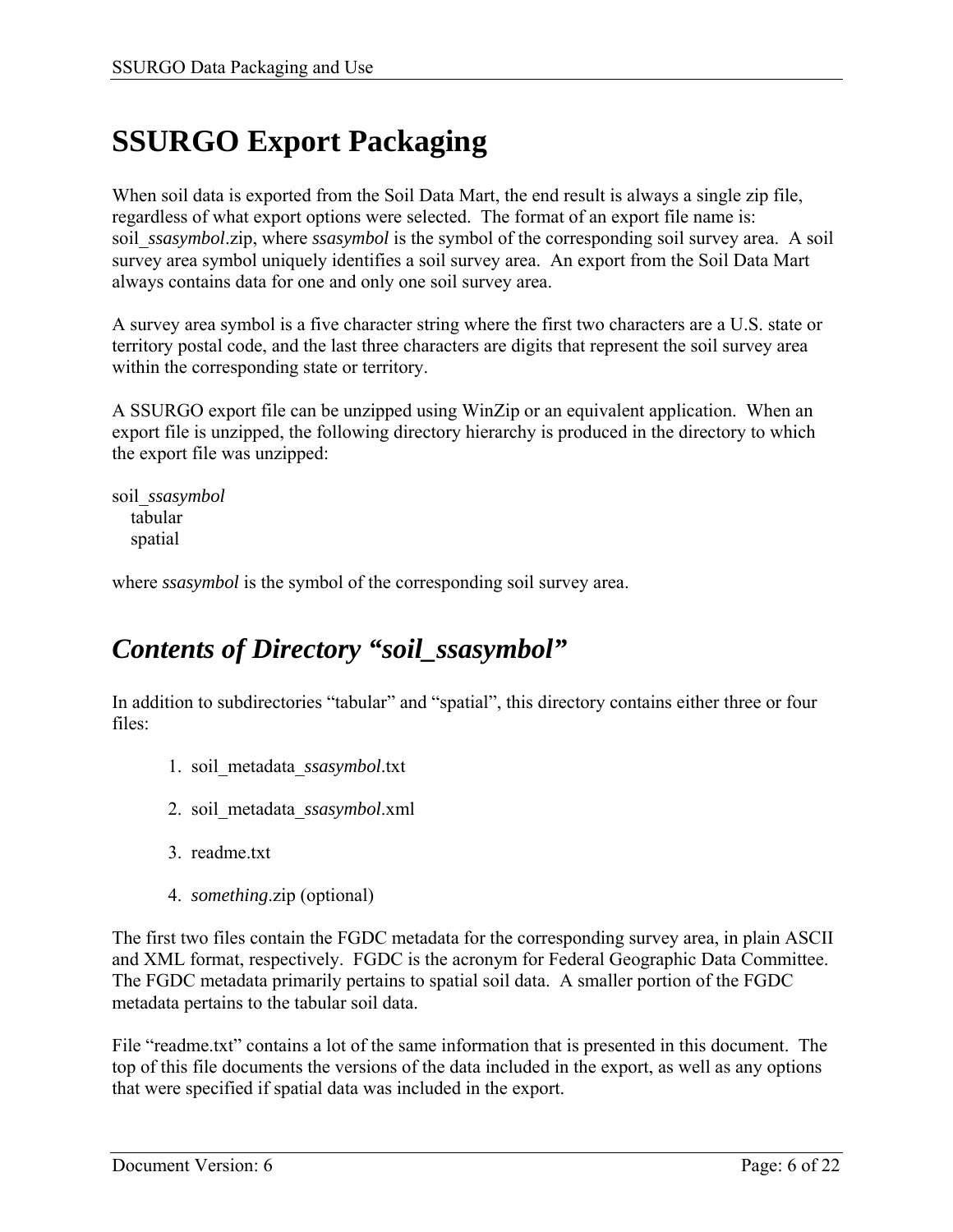# SSURGO Export Packaging

When soil data is exported from the Soil Data Mart, the end result is always a single zip file, regardless of what export options were selected. The format of an export file name is: soil_*ssasymbol*.zip, where *ssasymbol* is the symbol of the corresponding soil survey area. A soil survey area symbol uniquely identifies a soil survey area. An export from the Soil Data Mart always contains data for one and only one soil survey area.

A survey area symbol is a five character string where the first two characters are a U.S. state or territory postal code, and the last three characters are digits that represent the soil survey area within the corresponding state or territory.

A SSURGO export file can be unzipped using WinZip or an equivalent application. When an export file is unzipped, the following directory hierarchy is produced in the directory to which the export file was unzipped:

soil_*ssasymbol*
  tabular
  spatial

where *ssasymbol* is the symbol of the corresponding soil survey area.

## *Contents of Directory "soil_ssasymbol"*

In addition to subdirectories "tabular" and "spatial", this directory contains either three or four files:

1. soil_metadata_*ssasymbol*.txt
2. soil_metadata_*ssasymbol*.xml
3. readme.txt
4. *something*.zip (optional)

The first two files contain the FGDC metadata for the corresponding survey area, in plain ASCII and XML format, respectively. FGDC is the acronym for Federal Geographic Data Committee. The FGDC metadata primarily pertains to spatial soil data. A smaller portion of the FGDC metadata pertains to the tabular soil data.

File "readme.txt" contains a lot of the same information that is presented in this document. The top of this file documents the versions of the data included in the export, as well as any options that were specified if spatial data was included in the export.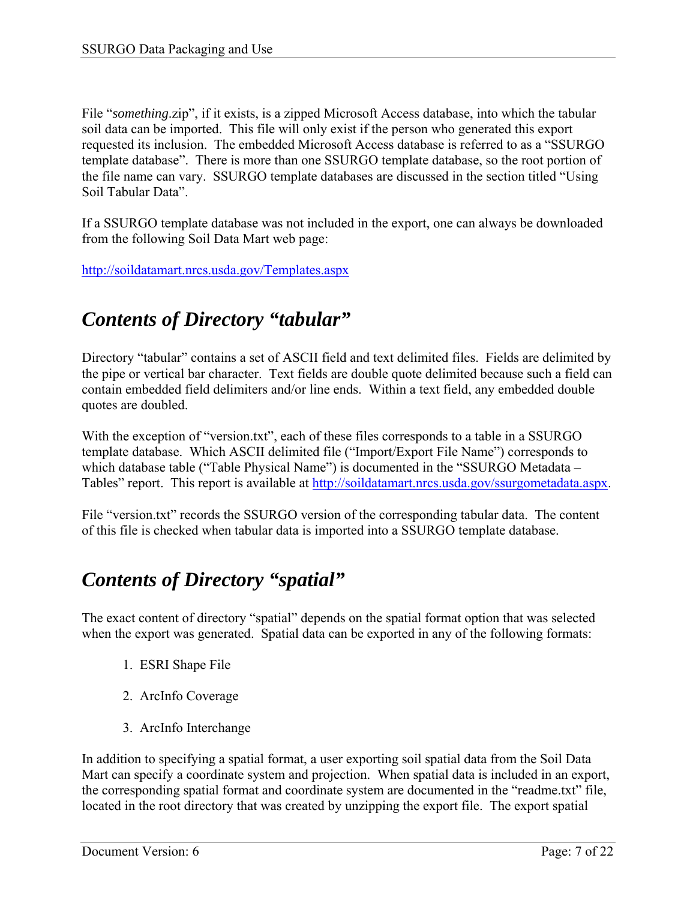File "*something*.zip", if it exists, is a zipped Microsoft Access database, into which the tabular soil data can be imported. This file will only exist if the person who generated this export requested its inclusion. The embedded Microsoft Access database is referred to as a "SSURGO template database". There is more than one SSURGO template database, so the root portion of the file name can vary. SSURGO template databases are discussed in the section titled "Using Soil Tabular Data".

If a SSURGO template database was not included in the export, one can always be downloaded from the following Soil Data Mart web page:

http://soildatamart.nrcs.usda.gov/Templates.aspx

## *Contents of Directory "tabular"*

Directory "tabular" contains a set of ASCII field and text delimited files. Fields are delimited by the pipe or vertical bar character. Text fields are double quote delimited because such a field can contain embedded field delimiters and/or line ends. Within a text field, any embedded double quotes are doubled.

With the exception of "version.txt", each of these files corresponds to a table in a SSURGO template database. Which ASCII delimited file ("Import/Export File Name") corresponds to which database table ("Table Physical Name") is documented in the "SSURGO Metadata – Tables" report. This report is available at http://soildatamart.nrcs.usda.gov/ssurgometadata.aspx.

File "version.txt" records the SSURGO version of the corresponding tabular data. The content of this file is checked when tabular data is imported into a SSURGO template database.

## *Contents of Directory "spatial"*

The exact content of directory "spatial" depends on the spatial format option that was selected when the export was generated. Spatial data can be exported in any of the following formats:

1. ESRI Shape File
2. ArcInfo Coverage
3. ArcInfo Interchange

In addition to specifying a spatial format, a user exporting soil spatial data from the Soil Data Mart can specify a coordinate system and projection. When spatial data is included in an export, the corresponding spatial format and coordinate system are documented in the "readme.txt" file, located in the root directory that was created by unzipping the export file. The export spatial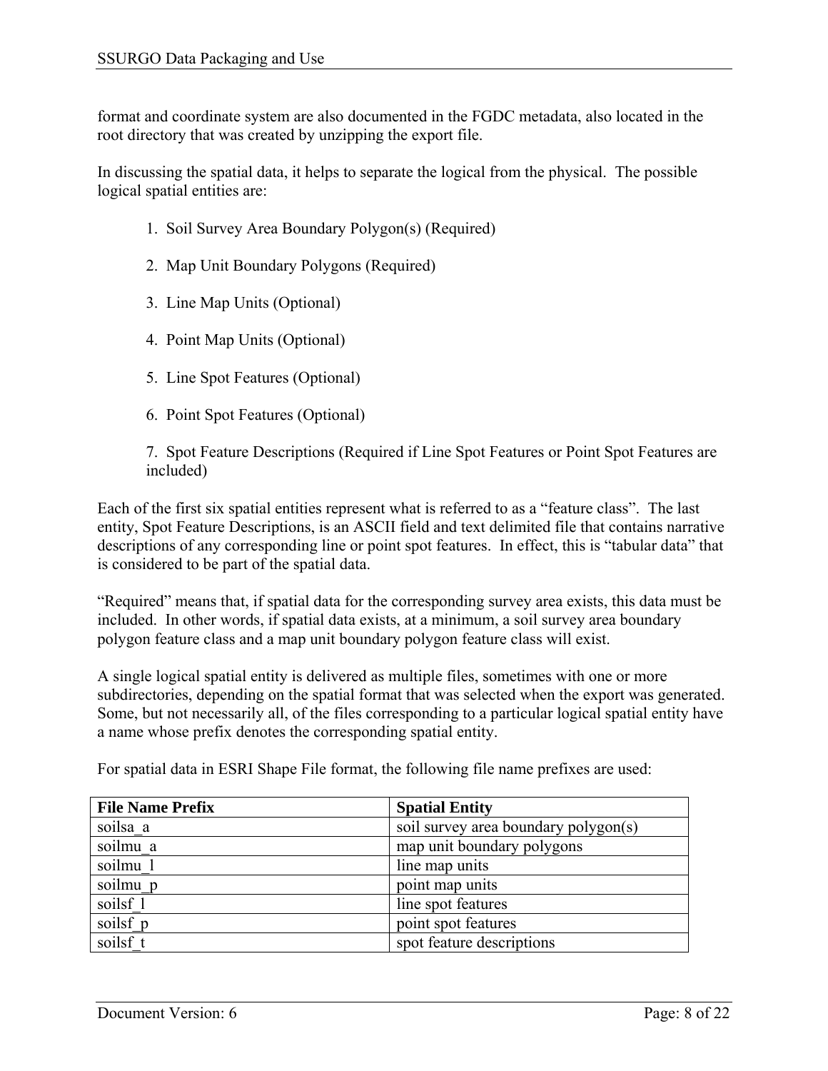format and coordinate system are also documented in the FGDC metadata, also located in the root directory that was created by unzipping the export file.

In discussing the spatial data, it helps to separate the logical from the physical. The possible logical spatial entities are:

1. Soil Survey Area Boundary Polygon(s) (Required)

2. Map Unit Boundary Polygons (Required)

3. Line Map Units (Optional)

4. Point Map Units (Optional)

5. Line Spot Features (Optional)

6. Point Spot Features (Optional)

7. Spot Feature Descriptions (Required if Line Spot Features or Point Spot Features are included)

Each of the first six spatial entities represent what is referred to as a "feature class". The last entity, Spot Feature Descriptions, is an ASCII field and text delimited file that contains narrative descriptions of any corresponding line or point spot features. In effect, this is "tabular data" that is considered to be part of the spatial data.

"Required" means that, if spatial data for the corresponding survey area exists, this data must be included. In other words, if spatial data exists, at a minimum, a soil survey area boundary polygon feature class and a map unit boundary polygon feature class will exist.

A single logical spatial entity is delivered as multiple files, sometimes with one or more subdirectories, depending on the spatial format that was selected when the export was generated. Some, but not necessarily all, of the files corresponding to a particular logical spatial entity have a name whose prefix denotes the corresponding spatial entity.

For spatial data in ESRI Shape File format, the following file name prefixes are used:

| **File Name Prefix** | **Spatial Entity** |
|---|---|
| soilsa_a | soil survey area boundary polygon(s) |
| soilmu_a | map unit boundary polygons |
| soilmu_l | line map units |
| soilmu_p | point map units |
| soilsf_l | line spot features |
| soilsf_p | point spot features |
| soilsf_t | spot feature descriptions |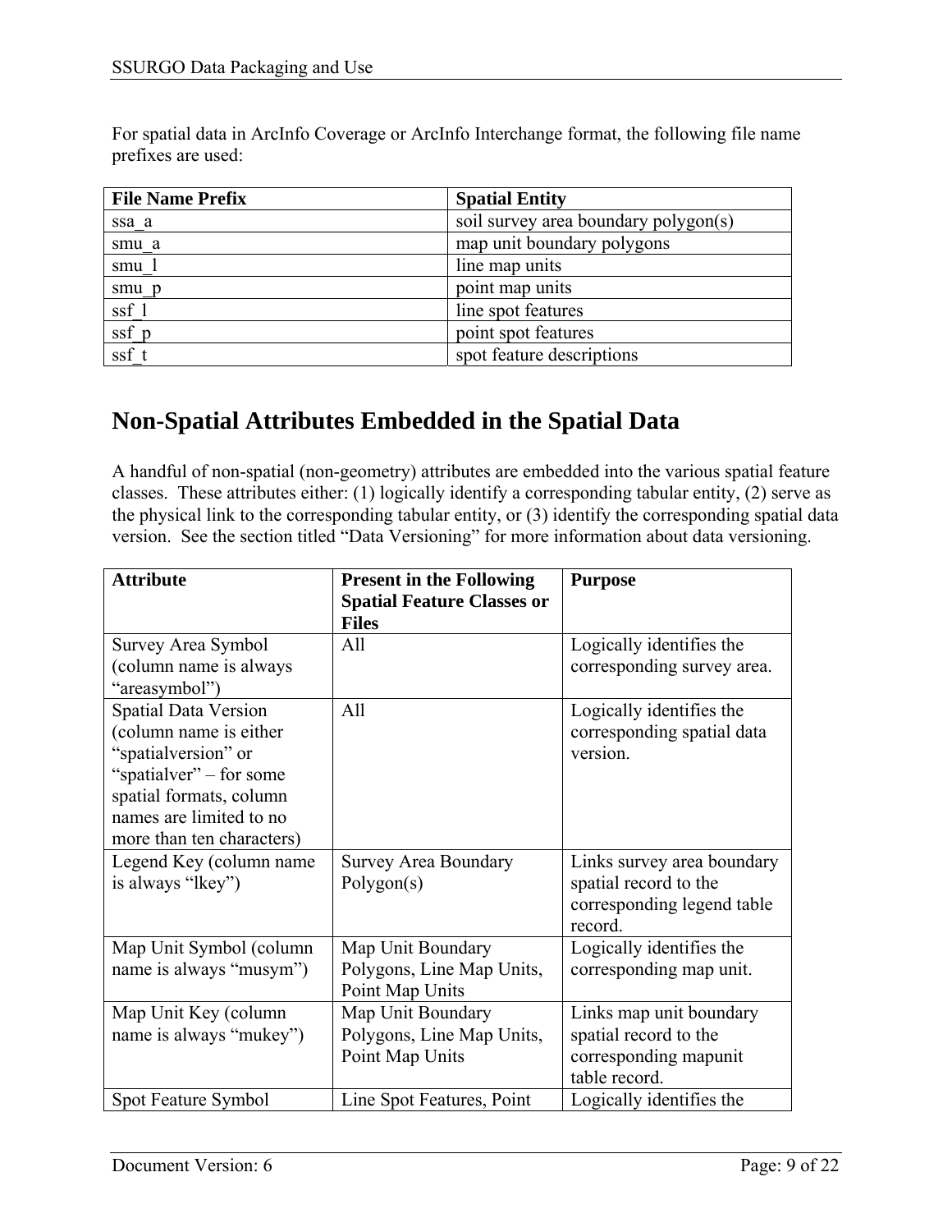For spatial data in ArcInfo Coverage or ArcInfo Interchange format, the following file name prefixes are used:

| File Name Prefix | Spatial Entity |
|---|---|
| ssa_a | soil survey area boundary polygon(s) |
| smu_a | map unit boundary polygons |
| smu_l | line map units |
| smu_p | point map units |
| ssf_l | line spot features |
| ssf_p | point spot features |
| ssf_t | spot feature descriptions |

## Non-Spatial Attributes Embedded in the Spatial Data

A handful of non-spatial (non-geometry) attributes are embedded into the various spatial feature classes. These attributes either: (1) logically identify a corresponding tabular entity, (2) serve as the physical link to the corresponding tabular entity, or (3) identify the corresponding spatial data version. See the section titled "Data Versioning" for more information about data versioning.

| Attribute | Present in the Following Spatial Feature Classes or Files | Purpose |
|---|---|---|
| Survey Area Symbol (column name is always "areasymbol") | All | Logically identifies the corresponding survey area. |
| Spatial Data Version (column name is either "spatialversion" or "spatialver" – for some spatial formats, column names are limited to no more than ten characters) | All | Logically identifies the corresponding spatial data version. |
| Legend Key (column name is always "lkey") | Survey Area Boundary Polygon(s) | Links survey area boundary spatial record to the corresponding legend table record. |
| Map Unit Symbol (column name is always "musym") | Map Unit Boundary Polygons, Line Map Units, Point Map Units | Logically identifies the corresponding map unit. |
| Map Unit Key (column name is always "mukey") | Map Unit Boundary Polygons, Line Map Units, Point Map Units | Links map unit boundary spatial record to the corresponding mapunit table record. |
| Spot Feature Symbol | Line Spot Features, Point | Logically identifies the |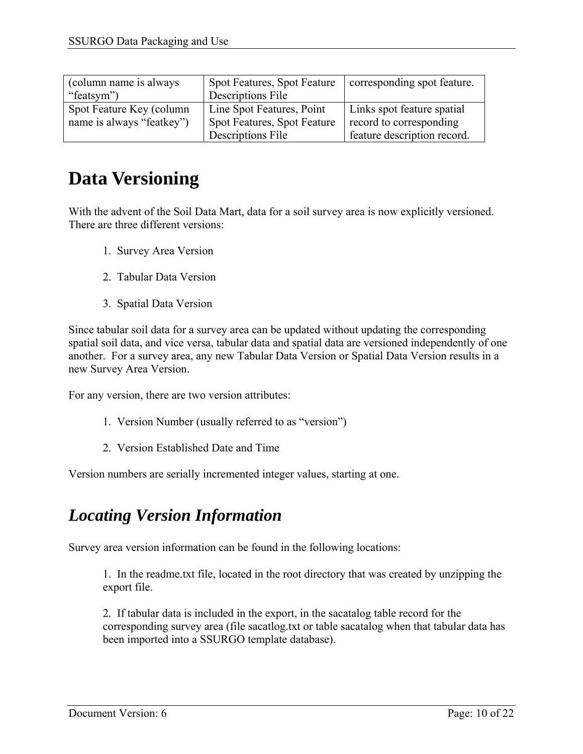| | | |
|---|---|---|
| (column name is always "featsym") | Spot Features, Spot Feature Descriptions File | corresponding spot feature. |
| Spot Feature Key (column name is always "featkey") | Line Spot Features, Point Spot Features, Spot Feature Descriptions File | Links spot feature spatial record to corresponding feature description record. |

# Data Versioning

With the advent of the Soil Data Mart, data for a soil survey area is now explicitly versioned. There are three different versions:

1. Survey Area Version
2. Tabular Data Version
3. Spatial Data Version

Since tabular soil data for a survey area can be updated without updating the corresponding spatial soil data, and vice versa, tabular data and spatial data are versioned independently of one another. For a survey area, any new Tabular Data Version or Spatial Data Version results in a new Survey Area Version.

For any version, there are two version attributes:

1. Version Number (usually referred to as "version")
2. Version Established Date and Time

Version numbers are serially incremented integer values, starting at one.

## *Locating Version Information*

Survey area version information can be found in the following locations:

1. In the readme.txt file, located in the root directory that was created by unzipping the export file.

2. If tabular data is included in the export, in the sacatalog table record for the corresponding survey area (file sacatlog.txt or table sacatalog when that tabular data has been imported into a SSURGO template database).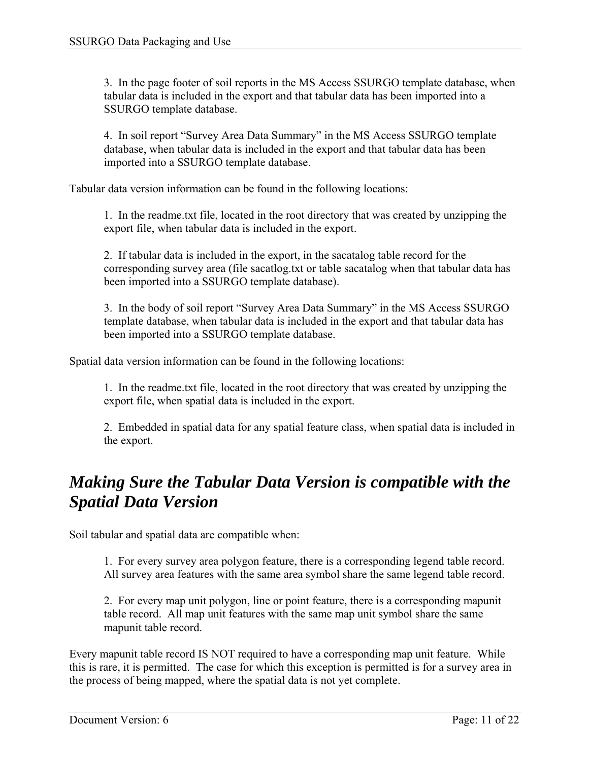3. In the page footer of soil reports in the MS Access SSURGO template database, when tabular data is included in the export and that tabular data has been imported into a SSURGO template database.

4. In soil report "Survey Area Data Summary" in the MS Access SSURGO template database, when tabular data is included in the export and that tabular data has been imported into a SSURGO template database.

Tabular data version information can be found in the following locations:

1. In the readme.txt file, located in the root directory that was created by unzipping the export file, when tabular data is included in the export.

2. If tabular data is included in the export, in the sacatalog table record for the corresponding survey area (file sacatlog.txt or table sacatalog when that tabular data has been imported into a SSURGO template database).

3. In the body of soil report "Survey Area Data Summary" in the MS Access SSURGO template database, when tabular data is included in the export and that tabular data has been imported into a SSURGO template database.

Spatial data version information can be found in the following locations:

1. In the readme.txt file, located in the root directory that was created by unzipping the export file, when spatial data is included in the export.

2. Embedded in spatial data for any spatial feature class, when spatial data is included in the export.

## *Making Sure the Tabular Data Version is compatible with the Spatial Data Version*

Soil tabular and spatial data are compatible when:

1. For every survey area polygon feature, there is a corresponding legend table record. All survey area features with the same area symbol share the same legend table record.

2. For every map unit polygon, line or point feature, there is a corresponding mapunit table record. All map unit features with the same map unit symbol share the same mapunit table record.

Every mapunit table record IS NOT required to have a corresponding map unit feature. While this is rare, it is permitted. The case for which this exception is permitted is for a survey area in the process of being mapped, where the spatial data is not yet complete.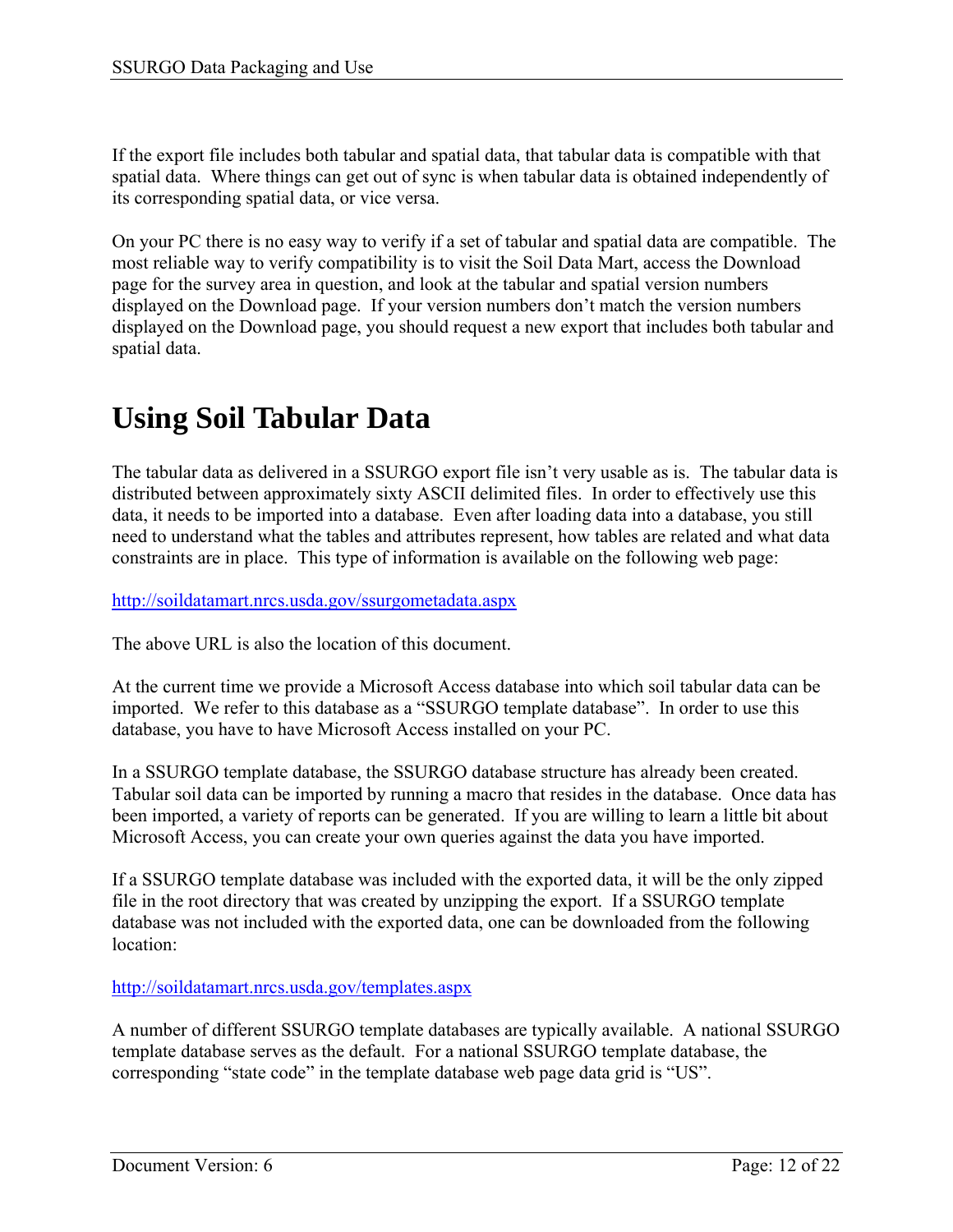If the export file includes both tabular and spatial data, that tabular data is compatible with that spatial data. Where things can get out of sync is when tabular data is obtained independently of its corresponding spatial data, or vice versa.

On your PC there is no easy way to verify if a set of tabular and spatial data are compatible. The most reliable way to verify compatibility is to visit the Soil Data Mart, access the Download page for the survey area in question, and look at the tabular and spatial version numbers displayed on the Download page. If your version numbers don't match the version numbers displayed on the Download page, you should request a new export that includes both tabular and spatial data.

# Using Soil Tabular Data

The tabular data as delivered in a SSURGO export file isn't very usable as is. The tabular data is distributed between approximately sixty ASCII delimited files. In order to effectively use this data, it needs to be imported into a database. Even after loading data into a database, you still need to understand what the tables and attributes represent, how tables are related and what data constraints are in place. This type of information is available on the following web page:

http://soildatamart.nrcs.usda.gov/ssurgometadata.aspx

The above URL is also the location of this document.

At the current time we provide a Microsoft Access database into which soil tabular data can be imported. We refer to this database as a "SSURGO template database". In order to use this database, you have to have Microsoft Access installed on your PC.

In a SSURGO template database, the SSURGO database structure has already been created. Tabular soil data can be imported by running a macro that resides in the database. Once data has been imported, a variety of reports can be generated. If you are willing to learn a little bit about Microsoft Access, you can create your own queries against the data you have imported.

If a SSURGO template database was included with the exported data, it will be the only zipped file in the root directory that was created by unzipping the export. If a SSURGO template database was not included with the exported data, one can be downloaded from the following location:

http://soildatamart.nrcs.usda.gov/templates.aspx

A number of different SSURGO template databases are typically available. A national SSURGO template database serves as the default. For a national SSURGO template database, the corresponding "state code" in the template database web page data grid is "US".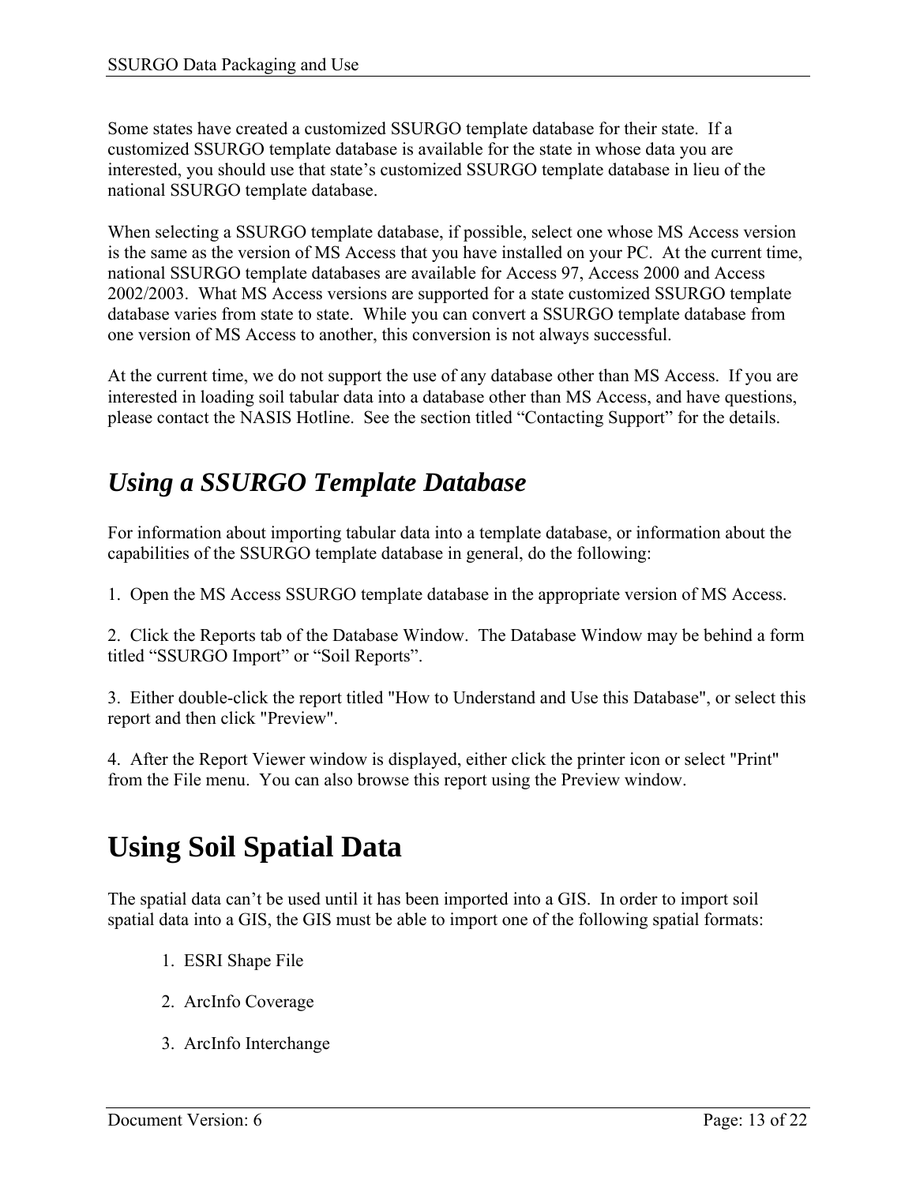Some states have created a customized SSURGO template database for their state. If a customized SSURGO template database is available for the state in whose data you are interested, you should use that state's customized SSURGO template database in lieu of the national SSURGO template database.

When selecting a SSURGO template database, if possible, select one whose MS Access version is the same as the version of MS Access that you have installed on your PC. At the current time, national SSURGO template databases are available for Access 97, Access 2000 and Access 2002/2003. What MS Access versions are supported for a state customized SSURGO template database varies from state to state. While you can convert a SSURGO template database from one version of MS Access to another, this conversion is not always successful.

At the current time, we do not support the use of any database other than MS Access. If you are interested in loading soil tabular data into a database other than MS Access, and have questions, please contact the NASIS Hotline. See the section titled "Contacting Support" for the details.

## *Using a SSURGO Template Database*

For information about importing tabular data into a template database, or information about the capabilities of the SSURGO template database in general, do the following:

1. Open the MS Access SSURGO template database in the appropriate version of MS Access.

2. Click the Reports tab of the Database Window. The Database Window may be behind a form titled "SSURGO Import" or "Soil Reports".

3. Either double-click the report titled "How to Understand and Use this Database", or select this report and then click "Preview".

4. After the Report Viewer window is displayed, either click the printer icon or select "Print" from the File menu. You can also browse this report using the Preview window.

# Using Soil Spatial Data

The spatial data can't be used until it has been imported into a GIS. In order to import soil spatial data into a GIS, the GIS must be able to import one of the following spatial formats:

1. ESRI Shape File
2. ArcInfo Coverage
3. ArcInfo Interchange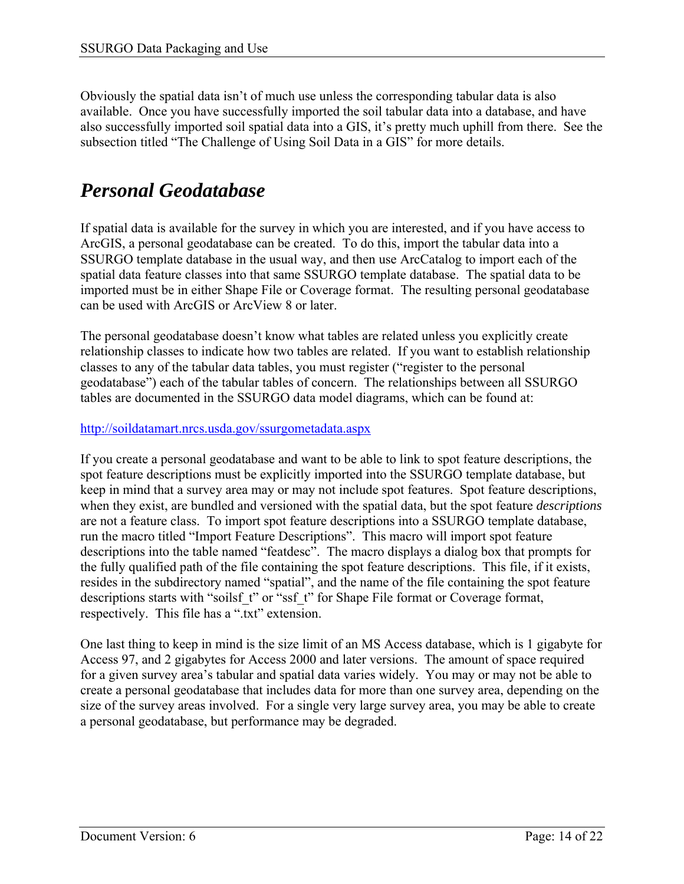Obviously the spatial data isn't of much use unless the corresponding tabular data is also available. Once you have successfully imported the soil tabular data into a database, and have also successfully imported soil spatial data into a GIS, it's pretty much uphill from there. See the subsection titled "The Challenge of Using Soil Data in a GIS" for more details.

## *Personal Geodatabase*

If spatial data is available for the survey in which you are interested, and if you have access to ArcGIS, a personal geodatabase can be created. To do this, import the tabular data into a SSURGO template database in the usual way, and then use ArcCatalog to import each of the spatial data feature classes into that same SSURGO template database. The spatial data to be imported must be in either Shape File or Coverage format. The resulting personal geodatabase can be used with ArcGIS or ArcView 8 or later.

The personal geodatabase doesn't know what tables are related unless you explicitly create relationship classes to indicate how two tables are related. If you want to establish relationship classes to any of the tabular data tables, you must register ("register to the personal geodatabase") each of the tabular tables of concern. The relationships between all SSURGO tables are documented in the SSURGO data model diagrams, which can be found at:

http://soildatamart.nrcs.usda.gov/ssurgometadata.aspx

If you create a personal geodatabase and want to be able to link to spot feature descriptions, the spot feature descriptions must be explicitly imported into the SSURGO template database, but keep in mind that a survey area may or may not include spot features. Spot feature descriptions, when they exist, are bundled and versioned with the spatial data, but the spot feature *descriptions* are not a feature class. To import spot feature descriptions into a SSURGO template database, run the macro titled "Import Feature Descriptions". This macro will import spot feature descriptions into the table named "featdesc". The macro displays a dialog box that prompts for the fully qualified path of the file containing the spot feature descriptions. This file, if it exists, resides in the subdirectory named "spatial", and the name of the file containing the spot feature descriptions starts with "soilsf_t" or "ssf_t" for Shape File format or Coverage format, respectively. This file has a ".txt" extension.

One last thing to keep in mind is the size limit of an MS Access database, which is 1 gigabyte for Access 97, and 2 gigabytes for Access 2000 and later versions. The amount of space required for a given survey area's tabular and spatial data varies widely. You may or may not be able to create a personal geodatabase that includes data for more than one survey area, depending on the size of the survey areas involved. For a single very large survey area, you may be able to create a personal geodatabase, but performance may be degraded.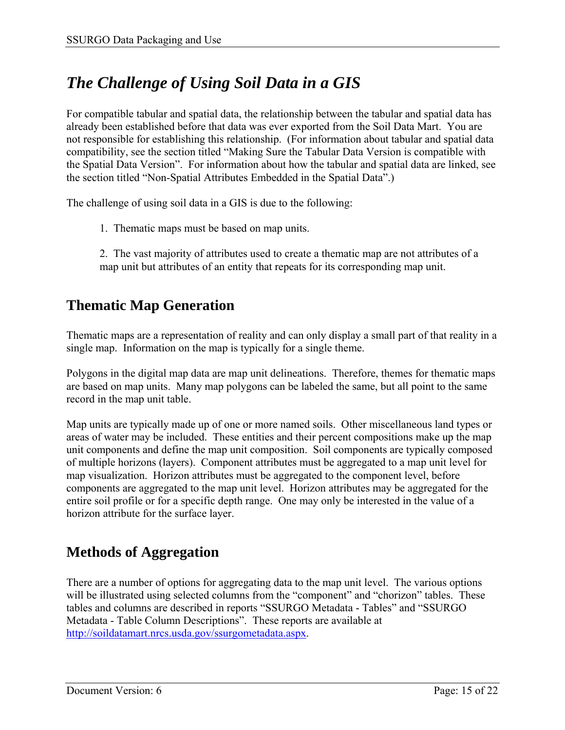# *The Challenge of Using Soil Data in a GIS*

For compatible tabular and spatial data, the relationship between the tabular and spatial data has already been established before that data was ever exported from the Soil Data Mart. You are not responsible for establishing this relationship. (For information about tabular and spatial data compatibility, see the section titled "Making Sure the Tabular Data Version is compatible with the Spatial Data Version". For information about how the tabular and spatial data are linked, see the section titled "Non-Spatial Attributes Embedded in the Spatial Data".)

The challenge of using soil data in a GIS is due to the following:

1. Thematic maps must be based on map units.

2. The vast majority of attributes used to create a thematic map are not attributes of a map unit but attributes of an entity that repeats for its corresponding map unit.

## Thematic Map Generation

Thematic maps are a representation of reality and can only display a small part of that reality in a single map. Information on the map is typically for a single theme.

Polygons in the digital map data are map unit delineations. Therefore, themes for thematic maps are based on map units. Many map polygons can be labeled the same, but all point to the same record in the map unit table.

Map units are typically made up of one or more named soils. Other miscellaneous land types or areas of water may be included. These entities and their percent compositions make up the map unit components and define the map unit composition. Soil components are typically composed of multiple horizons (layers). Component attributes must be aggregated to a map unit level for map visualization. Horizon attributes must be aggregated to the component level, before components are aggregated to the map unit level. Horizon attributes may be aggregated for the entire soil profile or for a specific depth range. One may only be interested in the value of a horizon attribute for the surface layer.

## Methods of Aggregation

There are a number of options for aggregating data to the map unit level. The various options will be illustrated using selected columns from the "component" and "chorizon" tables. These tables and columns are described in reports "SSURGO Metadata - Tables" and "SSURGO Metadata - Table Column Descriptions". These reports are available at [http://soildatamart.nrcs.usda.gov/ssurgometadata.aspx](http://soildatamart.nrcs.usda.gov/ssurgometadata.aspx).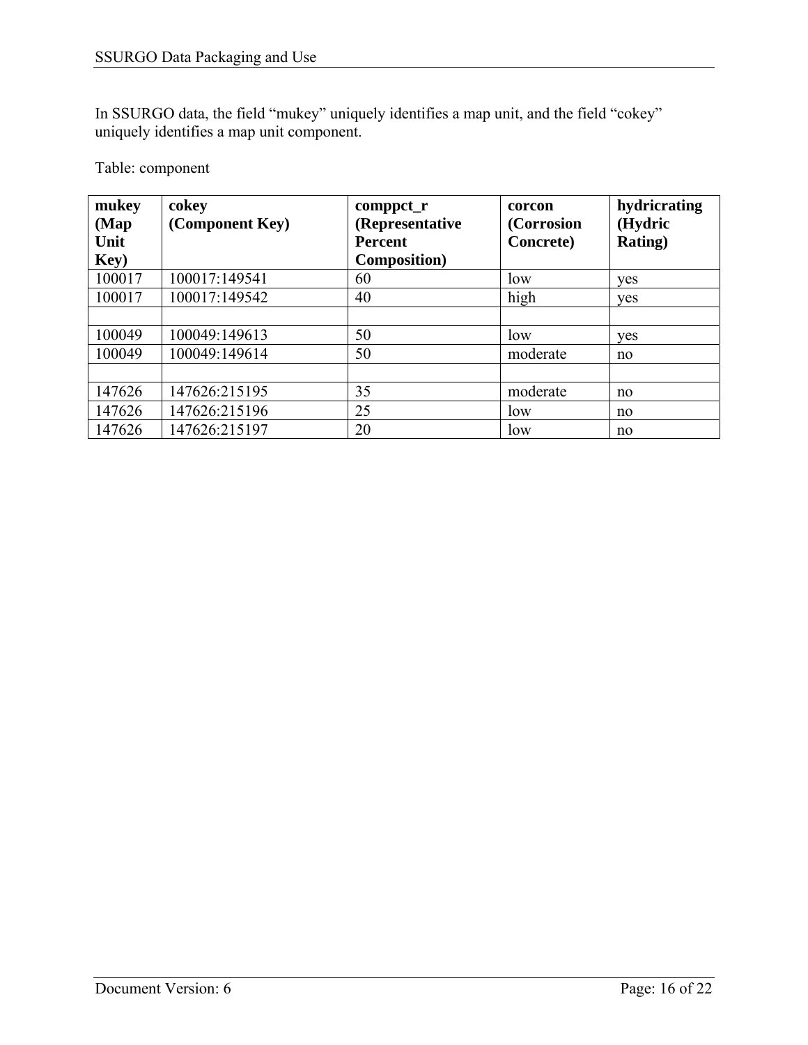In SSURGO data, the field “mukey” uniquely identifies a map unit, and the field “cokey” uniquely identifies a map unit component.

Table: component

| mukey (Map Unit Key) | cokey (Component Key) | comppct_r (Representative Percent Composition) | corcon (Corrosion Concrete) | hydricrating (Hydric Rating) |
|---|---|---|---|---|
| 100017 | 100017:149541 | 60 | low | yes |
| 100017 | 100017:149542 | 40 | high | yes |
| | | | | |
| 100049 | 100049:149613 | 50 | low | yes |
| 100049 | 100049:149614 | 50 | moderate | no |
| | | | | |
| 147626 | 147626:215195 | 35 | moderate | no |
| 147626 | 147626:215196 | 25 | low | no |
| 147626 | 147626:215197 | 20 | low | no |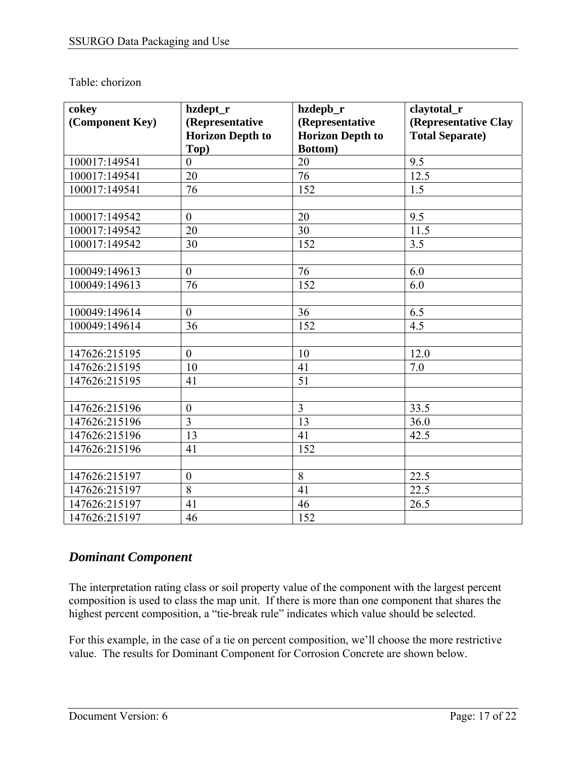Table: chorizon

| **cokey (Component Key)** | **hzdept_r (Representative Horizon Depth to Top)** | **hzdepb_r (Representative Horizon Depth to Bottom)** | **claytotal_r (Representative Clay Total Separate)** |
|---|---|---|---|
| 100017:149541 | 0 | 20 | 9.5 |
| 100017:149541 | 20 | 76 | 12.5 |
| 100017:149541 | 76 | 152 | 1.5 |
| | | | |
| 100017:149542 | 0 | 20 | 9.5 |
| 100017:149542 | 20 | 30 | 11.5 |
| 100017:149542 | 30 | 152 | 3.5 |
| | | | |
| 100049:149613 | 0 | 76 | 6.0 |
| 100049:149613 | 76 | 152 | 6.0 |
| | | | |
| 100049:149614 | 0 | 36 | 6.5 |
| 100049:149614 | 36 | 152 | 4.5 |
| | | | |
| 147626:215195 | 0 | 10 | 12.0 |
| 147626:215195 | 10 | 41 | 7.0 |
| 147626:215195 | 41 | 51 | |
| | | | |
| 147626:215196 | 0 | 3 | 33.5 |
| 147626:215196 | 3 | 13 | 36.0 |
| 147626:215196 | 13 | 41 | 42.5 |
| 147626:215196 | 41 | 152 | |
| | | | |
| 147626:215197 | 0 | 8 | 22.5 |
| 147626:215197 | 8 | 41 | 22.5 |
| 147626:215197 | 41 | 46 | 26.5 |
| 147626:215197 | 46 | 152 | |

## *Dominant Component*

The interpretation rating class or soil property value of the component with the largest percent composition is used to class the map unit. If there is more than one component that shares the highest percent composition, a "tie-break rule" indicates which value should be selected.

For this example, in the case of a tie on percent composition, we'll choose the more restrictive value. The results for Dominant Component for Corrosion Concrete are shown below.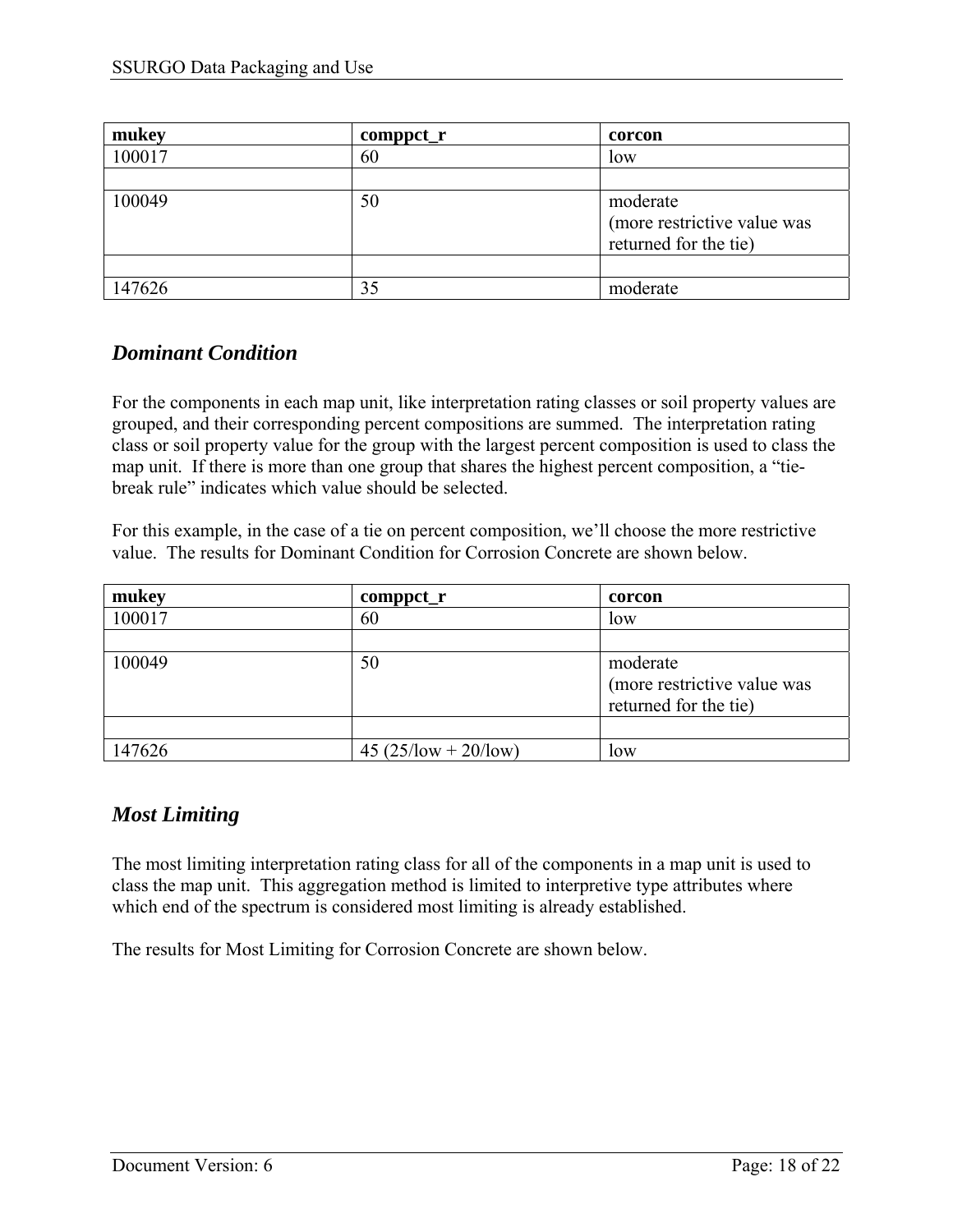| mukey | comppct_r | corcon |
|---|---|---|
| 100017 | 60 | low |
| | | |
| 100049 | 50 | moderate (more restrictive value was returned for the tie) |
| | | |
| 147626 | 35 | moderate |

### *Dominant Condition*

For the components in each map unit, like interpretation rating classes or soil property values are grouped, and their corresponding percent compositions are summed. The interpretation rating class or soil property value for the group with the largest percent composition is used to class the map unit. If there is more than one group that shares the highest percent composition, a "tie-break rule" indicates which value should be selected.

For this example, in the case of a tie on percent composition, we'll choose the more restrictive value. The results for Dominant Condition for Corrosion Concrete are shown below.

| mukey | comppct_r | corcon |
|---|---|---|
| 100017 | 60 | low |
| | | |
| 100049 | 50 | moderate (more restrictive value was returned for the tie) |
| | | |
| 147626 | 45 (25/low + 20/low) | low |

### *Most Limiting*

The most limiting interpretation rating class for all of the components in a map unit is used to class the map unit. This aggregation method is limited to interpretive type attributes where which end of the spectrum is considered most limiting is already established.

The results for Most Limiting for Corrosion Concrete are shown below.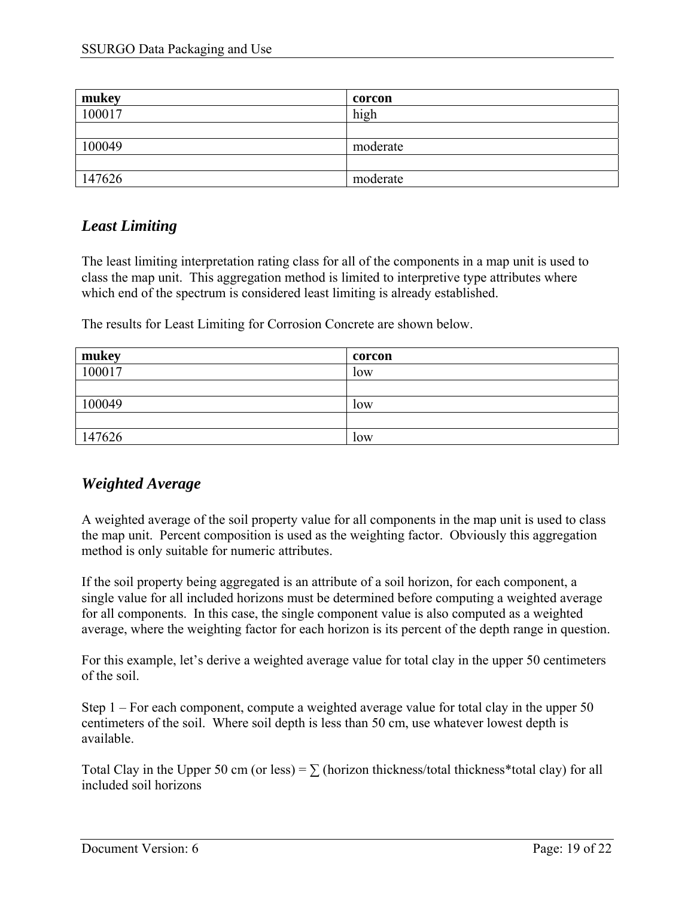| mukey | corcon |
|---|---|
| 100017 | high |
| | |
| 100049 | moderate |
| | |
| 147626 | moderate |

## *Least Limiting*

The least limiting interpretation rating class for all of the components in a map unit is used to class the map unit. This aggregation method is limited to interpretive type attributes where which end of the spectrum is considered least limiting is already established.

The results for Least Limiting for Corrosion Concrete are shown below.

| mukey | corcon |
|---|---|
| 100017 | low |
| | |
| 100049 | low |
| | |
| 147626 | low |

## *Weighted Average*

A weighted average of the soil property value for all components in the map unit is used to class the map unit. Percent composition is used as the weighting factor. Obviously this aggregation method is only suitable for numeric attributes.

If the soil property being aggregated is an attribute of a soil horizon, for each component, a single value for all included horizons must be determined before computing a weighted average for all components. In this case, the single component value is also computed as a weighted average, where the weighting factor for each horizon is its percent of the depth range in question.

For this example, let's derive a weighted average value for total clay in the upper 50 centimeters of the soil.

Step 1 – For each component, compute a weighted average value for total clay in the upper 50 centimeters of the soil. Where soil depth is less than 50 cm, use whatever lowest depth is available.

Total Clay in the Upper 50 cm (or less) = $\sum$ (horizon thickness/total thickness*total clay) for all included soil horizons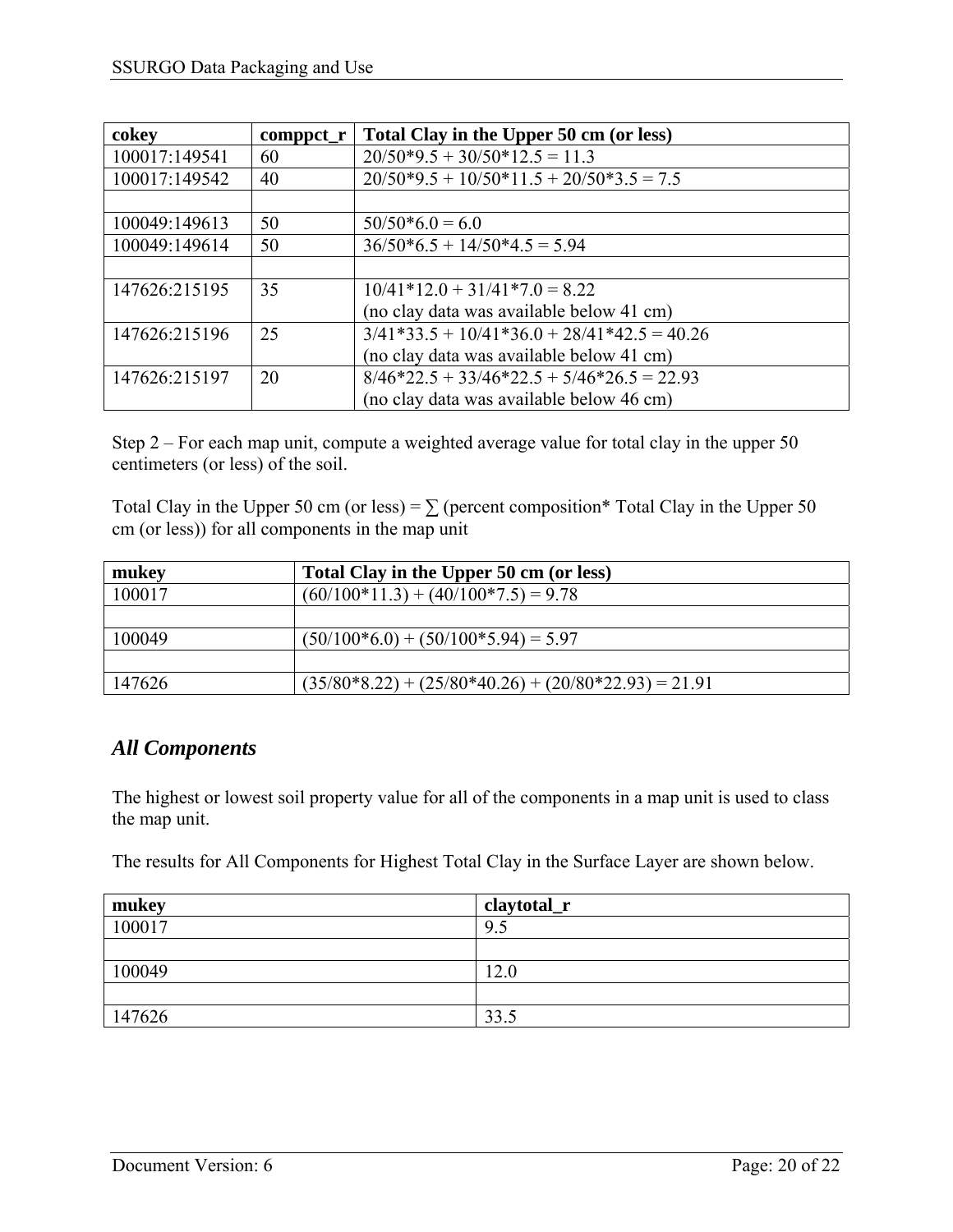| cokey | comppct_r | Total Clay in the Upper 50 cm (or less) |
| --- | --- | --- |
| 100017:149541 | 60 | 20/50*9.5 + 30/50*12.5 = 11.3 |
| 100017:149542 | 40 | 20/50*9.5 + 10/50*11.5 + 20/50*3.5 = 7.5 |
| | | |
| 100049:149613 | 50 | 50/50*6.0 = 6.0 |
| 100049:149614 | 50 | 36/50*6.5 + 14/50*4.5 = 5.94 |
| | | |
| 147626:215195 | 35 | 10/41*12.0 + 31/41*7.0 = 8.22<br>(no clay data was available below 41 cm) |
| 147626:215196 | 25 | 3/41*33.5 + 10/41*36.0 + 28/41*42.5 = 40.26<br>(no clay data was available below 41 cm) |
| 147626:215197 | 20 | 8/46*22.5 + 33/46*22.5 + 5/46*26.5 = 22.93<br>(no clay data was available below 46 cm) |

Step 2 – For each map unit, compute a weighted average value for total clay in the upper 50 centimeters (or less) of the soil.

Total Clay in the Upper 50 cm (or less) = ∑ (percent composition* Total Clay in the Upper 50 cm (or less)) for all components in the map unit

| mukey | Total Clay in the Upper 50 cm (or less) |
| --- | --- |
| 100017 | (60/100*11.3) + (40/100*7.5) = 9.78 |
| | |
| 100049 | (50/100*6.0) + (50/100*5.94) = 5.97 |
| | |
| 147626 | (35/80*8.22) + (25/80*40.26) + (20/80*22.93) = 21.91 |

## *All Components*

The highest or lowest soil property value for all of the components in a map unit is used to class the map unit.

The results for All Components for Highest Total Clay in the Surface Layer are shown below.

| mukey | claytotal_r |
| --- | --- |
| 100017 | 9.5 |
| | |
| 100049 | 12.0 |
| | |
| 147626 | 33.5 |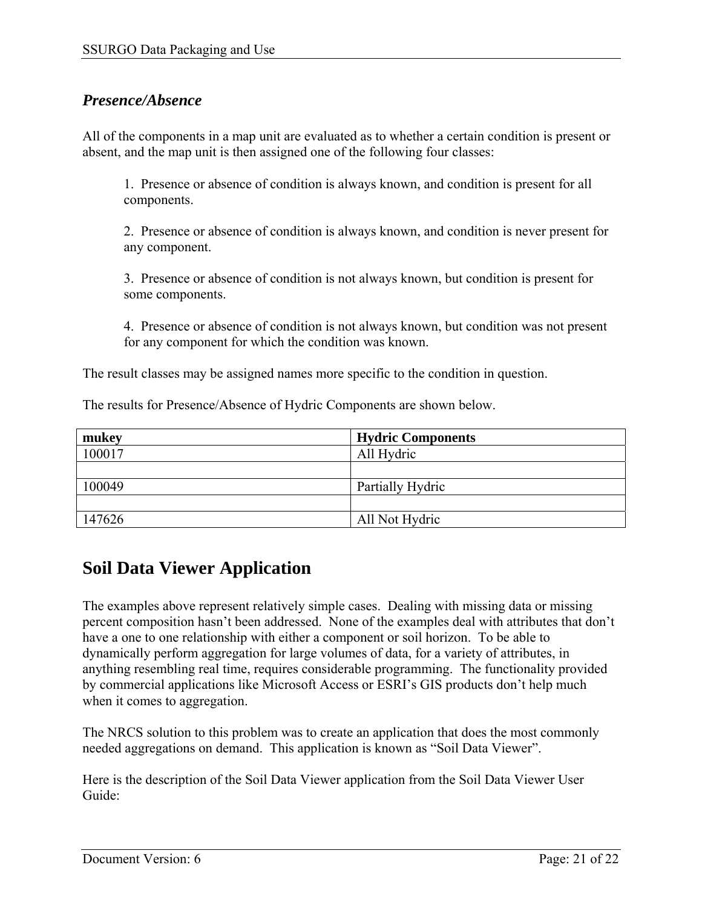### *Presence/Absence*

All of the components in a map unit are evaluated as to whether a certain condition is present or absent, and the map unit is then assigned one of the following four classes:

1. Presence or absence of condition is always known, and condition is present for all components.

2. Presence or absence of condition is always known, and condition is never present for any component.

3. Presence or absence of condition is not always known, but condition is present for some components.

4. Presence or absence of condition is not always known, but condition was not present for any component for which the condition was known.

The result classes may be assigned names more specific to the condition in question.

The results for Presence/Absence of Hydric Components are shown below.

| mukey | Hydric Components |
|---|---|
| 100017 | All Hydric |
| | |
| 100049 | Partially Hydric |
| | |
| 147626 | All Not Hydric |

## Soil Data Viewer Application

The examples above represent relatively simple cases. Dealing with missing data or missing percent composition hasn't been addressed. None of the examples deal with attributes that don't have a one to one relationship with either a component or soil horizon. To be able to dynamically perform aggregation for large volumes of data, for a variety of attributes, in anything resembling real time, requires considerable programming. The functionality provided by commercial applications like Microsoft Access or ESRI's GIS products don't help much when it comes to aggregation.

The NRCS solution to this problem was to create an application that does the most commonly needed aggregations on demand. This application is known as "Soil Data Viewer".

Here is the description of the Soil Data Viewer application from the Soil Data Viewer User Guide: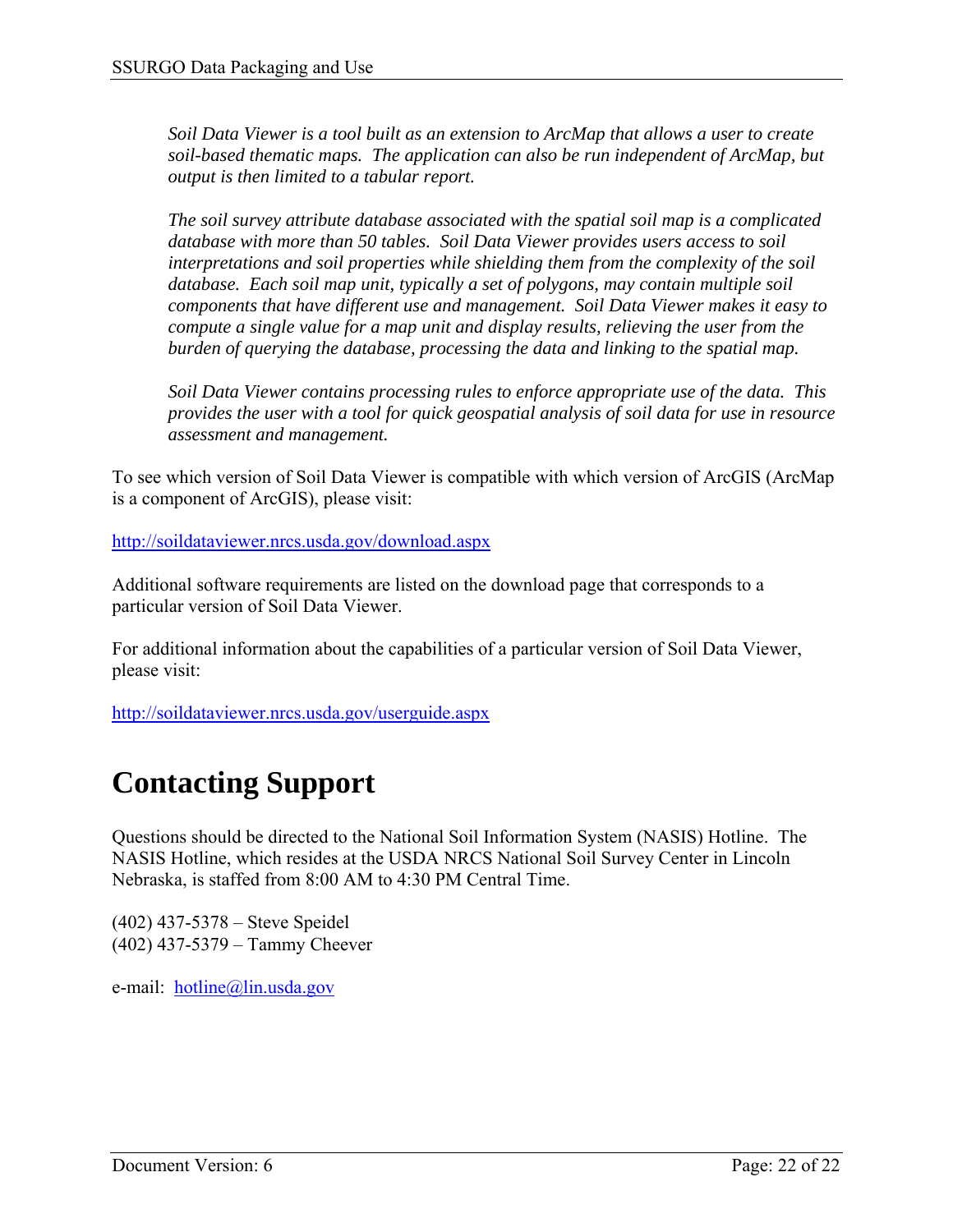*Soil Data Viewer is a tool built as an extension to ArcMap that allows a user to create soil-based thematic maps. The application can also be run independent of ArcMap, but output is then limited to a tabular report.*

*The soil survey attribute database associated with the spatial soil map is a complicated database with more than 50 tables. Soil Data Viewer provides users access to soil interpretations and soil properties while shielding them from the complexity of the soil database. Each soil map unit, typically a set of polygons, may contain multiple soil components that have different use and management. Soil Data Viewer makes it easy to compute a single value for a map unit and display results, relieving the user from the burden of querying the database, processing the data and linking to the spatial map.*

*Soil Data Viewer contains processing rules to enforce appropriate use of the data. This provides the user with a tool for quick geospatial analysis of soil data for use in resource assessment and management.*

To see which version of Soil Data Viewer is compatible with which version of ArcGIS (ArcMap is a component of ArcGIS), please visit:

http://soildataviewer.nrcs.usda.gov/download.aspx

Additional software requirements are listed on the download page that corresponds to a particular version of Soil Data Viewer.

For additional information about the capabilities of a particular version of Soil Data Viewer, please visit:

http://soildataviewer.nrcs.usda.gov/userguide.aspx

# Contacting Support

Questions should be directed to the National Soil Information System (NASIS) Hotline. The NASIS Hotline, which resides at the USDA NRCS National Soil Survey Center in Lincoln Nebraska, is staffed from 8:00 AM to 4:30 PM Central Time.

(402) 437-5378 – Steve Speidel
(402) 437-5379 – Tammy Cheever

e-mail: hotline@lin.usda.gov